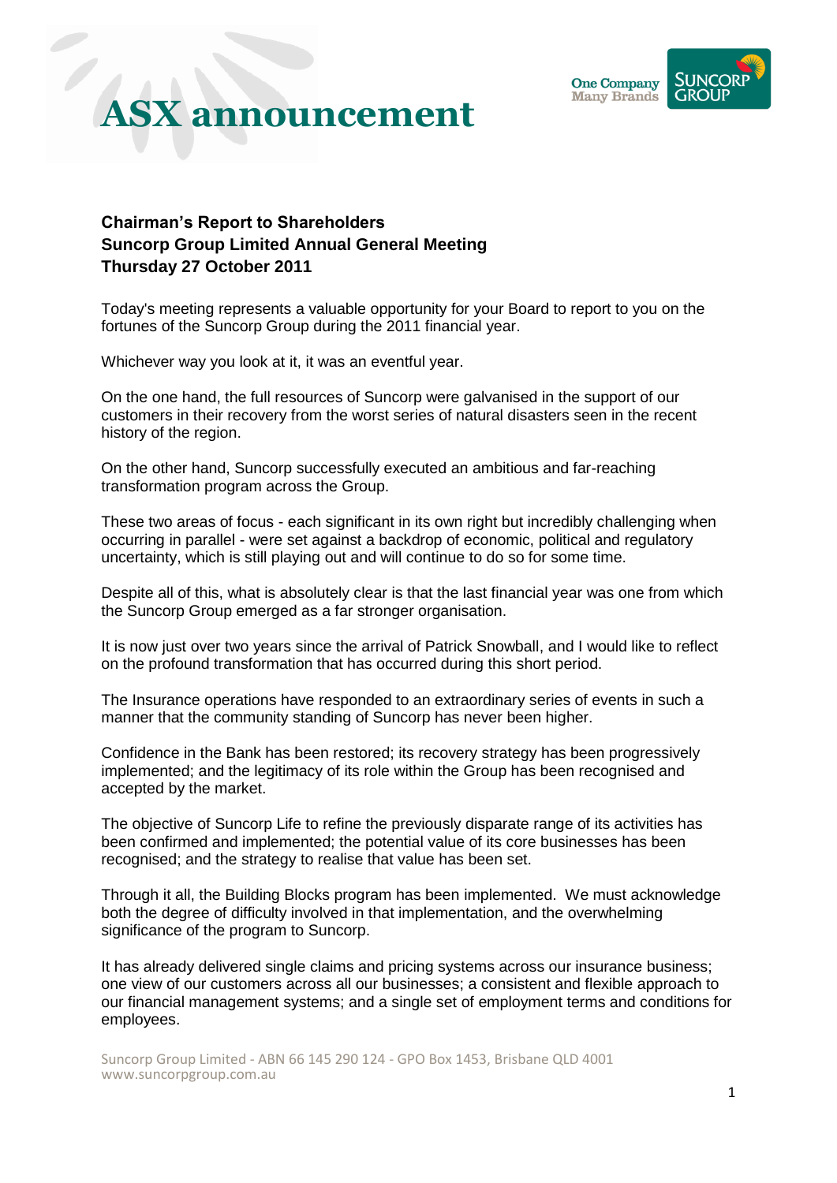# ASX announcement

**Chairman's Report to Shareholders**
**Suncorp Group Limited Annual General Meeting**
**Thursday 27 October 2011**

Today's meeting represents a valuable opportunity for your Board to report to you on the fortunes of the Suncorp Group during the 2011 financial year.

Whichever way you look at it, it was an eventful year.

On the one hand, the full resources of Suncorp were galvanised in the support of our customers in their recovery from the worst series of natural disasters seen in the recent history of the region.

On the other hand, Suncorp successfully executed an ambitious and far-reaching transformation program across the Group.

These two areas of focus - each significant in its own right but incredibly challenging when occurring in parallel - were set against a backdrop of economic, political and regulatory uncertainty, which is still playing out and will continue to do so for some time.

Despite all of this, what is absolutely clear is that the last financial year was one from which the Suncorp Group emerged as a far stronger organisation.

It is now just over two years since the arrival of Patrick Snowball, and I would like to reflect on the profound transformation that has occurred during this short period.

The Insurance operations have responded to an extraordinary series of events in such a manner that the community standing of Suncorp has never been higher.

Confidence in the Bank has been restored; its recovery strategy has been progressively implemented; and the legitimacy of its role within the Group has been recognised and accepted by the market.

The objective of Suncorp Life to refine the previously disparate range of its activities has been confirmed and implemented; the potential value of its core businesses has been recognised; and the strategy to realise that value has been set.

Through it all, the Building Blocks program has been implemented. We must acknowledge both the degree of difficulty involved in that implementation, and the overwhelming significance of the program to Suncorp.

It has already delivered single claims and pricing systems across our insurance business; one view of our customers across all our businesses; a consistent and flexible approach to our financial management systems; and a single set of employment terms and conditions for employees.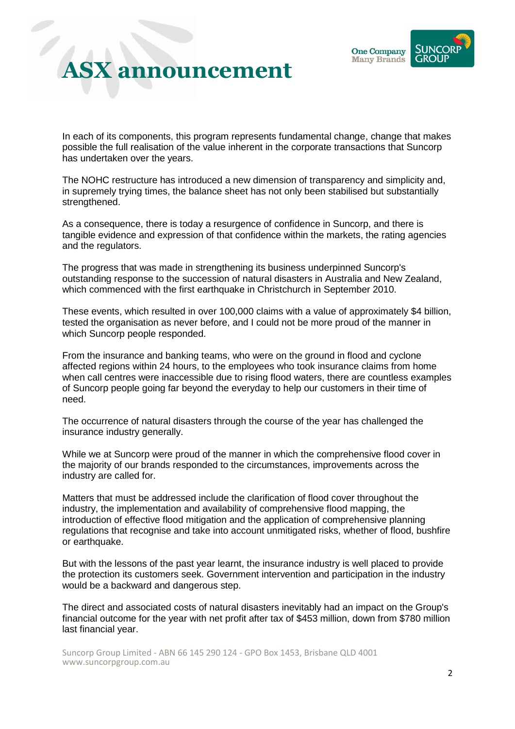In each of its components, this program represents fundamental change, change that makes possible the full realisation of the value inherent in the corporate transactions that Suncorp has undertaken over the years.

The NOHC restructure has introduced a new dimension of transparency and simplicity and, in supremely trying times, the balance sheet has not only been stabilised but substantially strengthened.

As a consequence, there is today a resurgence of confidence in Suncorp, and there is tangible evidence and expression of that confidence within the markets, the rating agencies and the regulators.

The progress that was made in strengthening its business underpinned Suncorp's outstanding response to the succession of natural disasters in Australia and New Zealand, which commenced with the first earthquake in Christchurch in September 2010.

These events, which resulted in over 100,000 claims with a value of approximately $4 billion, tested the organisation as never before, and I could not be more proud of the manner in which Suncorp people responded.

From the insurance and banking teams, who were on the ground in flood and cyclone affected regions within 24 hours, to the employees who took insurance claims from home when call centres were inaccessible due to rising flood waters, there are countless examples of Suncorp people going far beyond the everyday to help our customers in their time of need.

The occurrence of natural disasters through the course of the year has challenged the insurance industry generally.

While we at Suncorp were proud of the manner in which the comprehensive flood cover in the majority of our brands responded to the circumstances, improvements across the industry are called for.

Matters that must be addressed include the clarification of flood cover throughout the industry, the implementation and availability of comprehensive flood mapping, the introduction of effective flood mitigation and the application of comprehensive planning regulations that recognise and take into account unmitigated risks, whether of flood, bushfire or earthquake.

But with the lessons of the past year learnt, the insurance industry is well placed to provide the protection its customers seek. Government intervention and participation in the industry would be a backward and dangerous step.

The direct and associated costs of natural disasters inevitably had an impact on the Group's financial outcome for the year with net profit after tax of $453 million, down from $780 million last financial year.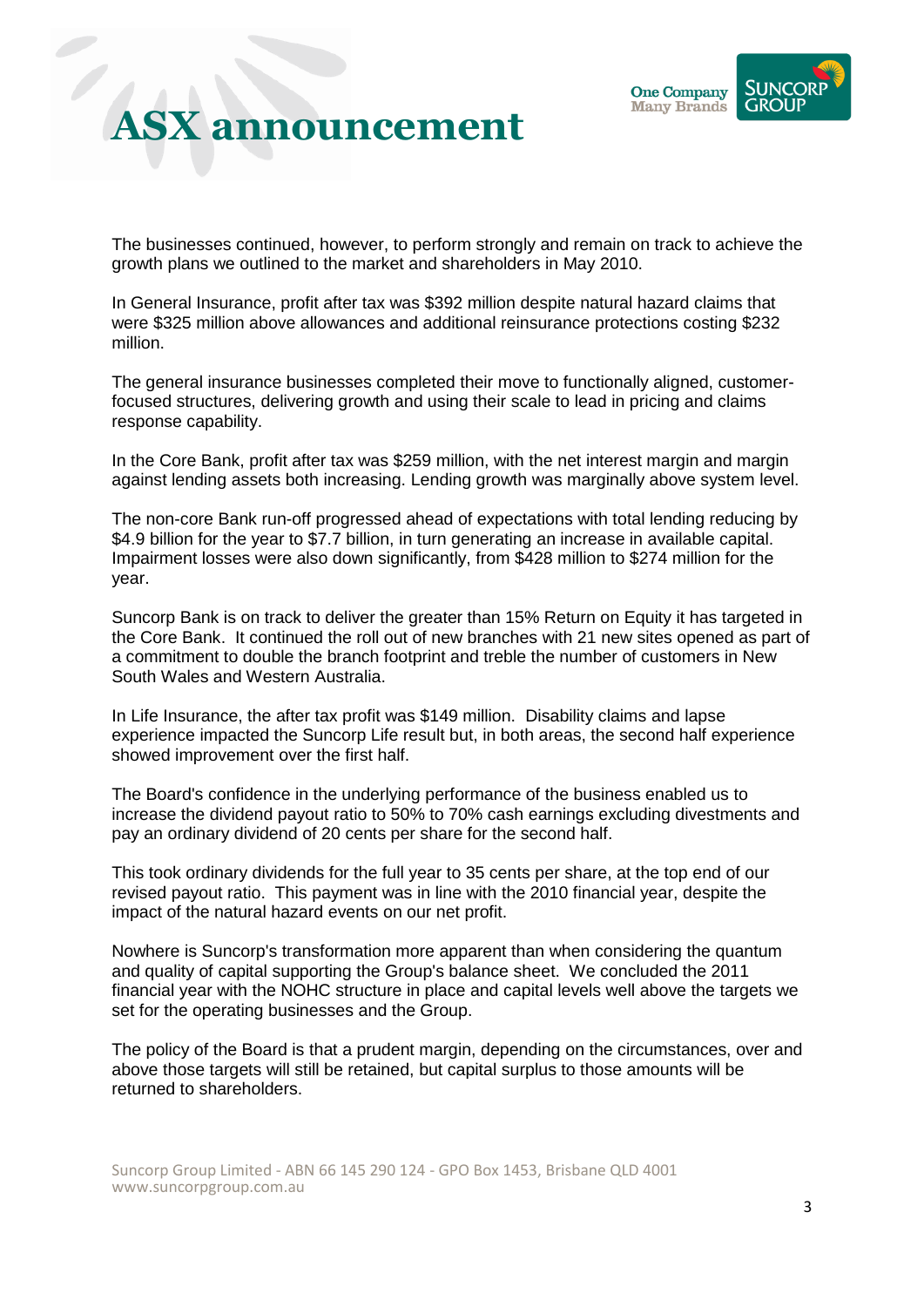The businesses continued, however, to perform strongly and remain on track to achieve the growth plans we outlined to the market and shareholders in May 2010.

In General Insurance, profit after tax was $392 million despite natural hazard claims that were $325 million above allowances and additional reinsurance protections costing $232 million.

The general insurance businesses completed their move to functionally aligned, customer-focused structures, delivering growth and using their scale to lead in pricing and claims response capability.

In the Core Bank, profit after tax was $259 million, with the net interest margin and margin against lending assets both increasing. Lending growth was marginally above system level.

The non-core Bank run-off progressed ahead of expectations with total lending reducing by $4.9 billion for the year to $7.7 billion, in turn generating an increase in available capital. Impairment losses were also down significantly, from $428 million to $274 million for the year.

Suncorp Bank is on track to deliver the greater than 15% Return on Equity it has targeted in the Core Bank. It continued the roll out of new branches with 21 new sites opened as part of a commitment to double the branch footprint and treble the number of customers in New South Wales and Western Australia.

In Life Insurance, the after tax profit was $149 million. Disability claims and lapse experience impacted the Suncorp Life result but, in both areas, the second half experience showed improvement over the first half.

The Board's confidence in the underlying performance of the business enabled us to increase the dividend payout ratio to 50% to 70% cash earnings excluding divestments and pay an ordinary dividend of 20 cents per share for the second half.

This took ordinary dividends for the full year to 35 cents per share, at the top end of our revised payout ratio. This payment was in line with the 2010 financial year, despite the impact of the natural hazard events on our net profit.

Nowhere is Suncorp's transformation more apparent than when considering the quantum and quality of capital supporting the Group's balance sheet. We concluded the 2011 financial year with the NOHC structure in place and capital levels well above the targets we set for the operating businesses and the Group.

The policy of the Board is that a prudent margin, depending on the circumstances, over and above those targets will still be retained, but capital surplus to those amounts will be returned to shareholders.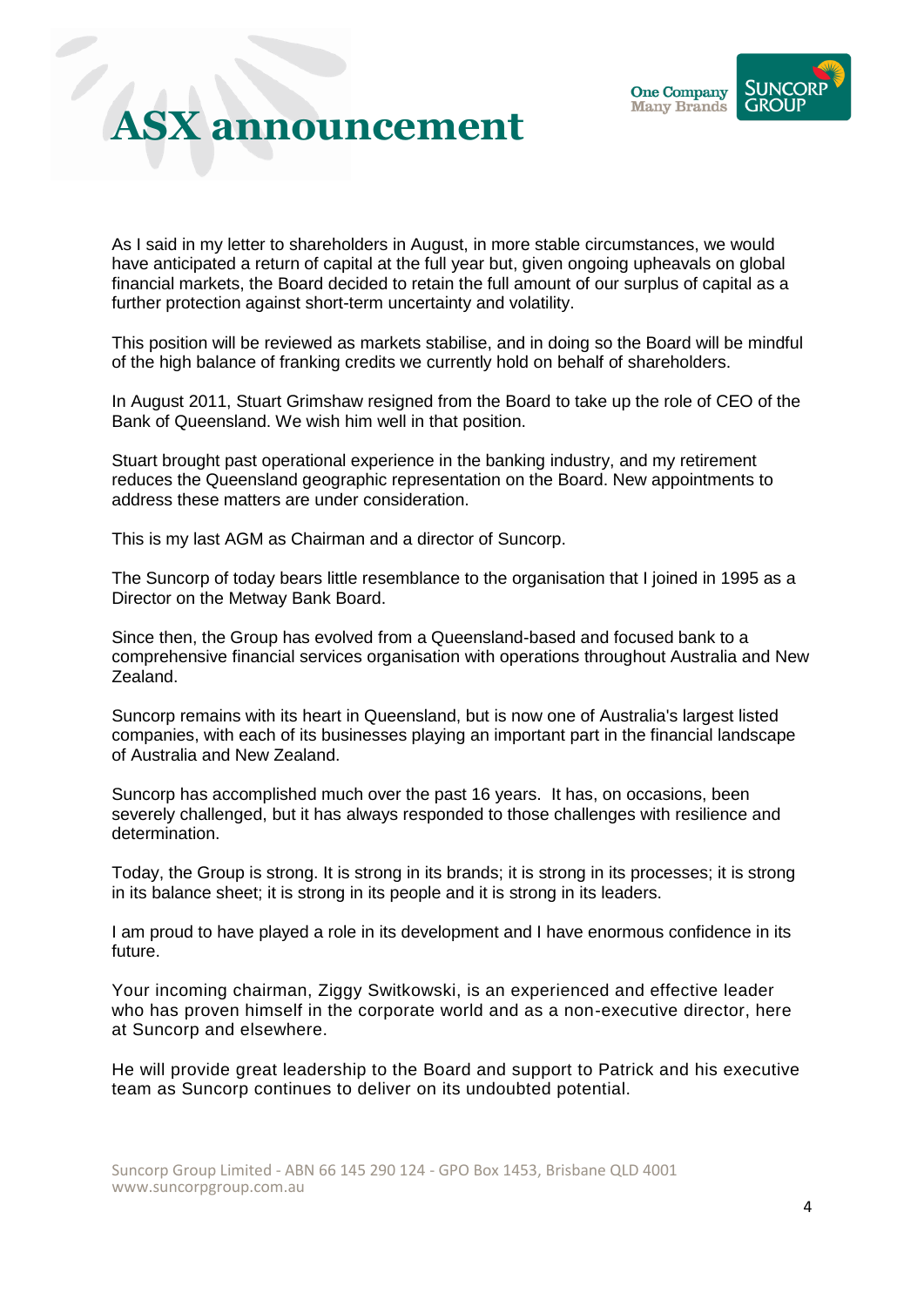As I said in my letter to shareholders in August, in more stable circumstances, we would have anticipated a return of capital at the full year but, given ongoing upheavals on global financial markets, the Board decided to retain the full amount of our surplus of capital as a further protection against short-term uncertainty and volatility.

This position will be reviewed as markets stabilise, and in doing so the Board will be mindful of the high balance of franking credits we currently hold on behalf of shareholders.

In August 2011, Stuart Grimshaw resigned from the Board to take up the role of CEO of the Bank of Queensland. We wish him well in that position.

Stuart brought past operational experience in the banking industry, and my retirement reduces the Queensland geographic representation on the Board. New appointments to address these matters are under consideration.

This is my last AGM as Chairman and a director of Suncorp.

The Suncorp of today bears little resemblance to the organisation that I joined in 1995 as a Director on the Metway Bank Board.

Since then, the Group has evolved from a Queensland-based and focused bank to a comprehensive financial services organisation with operations throughout Australia and New Zealand.

Suncorp remains with its heart in Queensland, but is now one of Australia's largest listed companies, with each of its businesses playing an important part in the financial landscape of Australia and New Zealand.

Suncorp has accomplished much over the past 16 years. It has, on occasions, been severely challenged, but it has always responded to those challenges with resilience and determination.

Today, the Group is strong. It is strong in its brands; it is strong in its processes; it is strong in its balance sheet; it is strong in its people and it is strong in its leaders.

I am proud to have played a role in its development and I have enormous confidence in its future.

Your incoming chairman, Ziggy Switkowski, is an experienced and effective leader who has proven himself in the corporate world and as a non-executive director, here at Suncorp and elsewhere.

He will provide great leadership to the Board and support to Patrick and his executive team as Suncorp continues to deliver on its undoubted potential.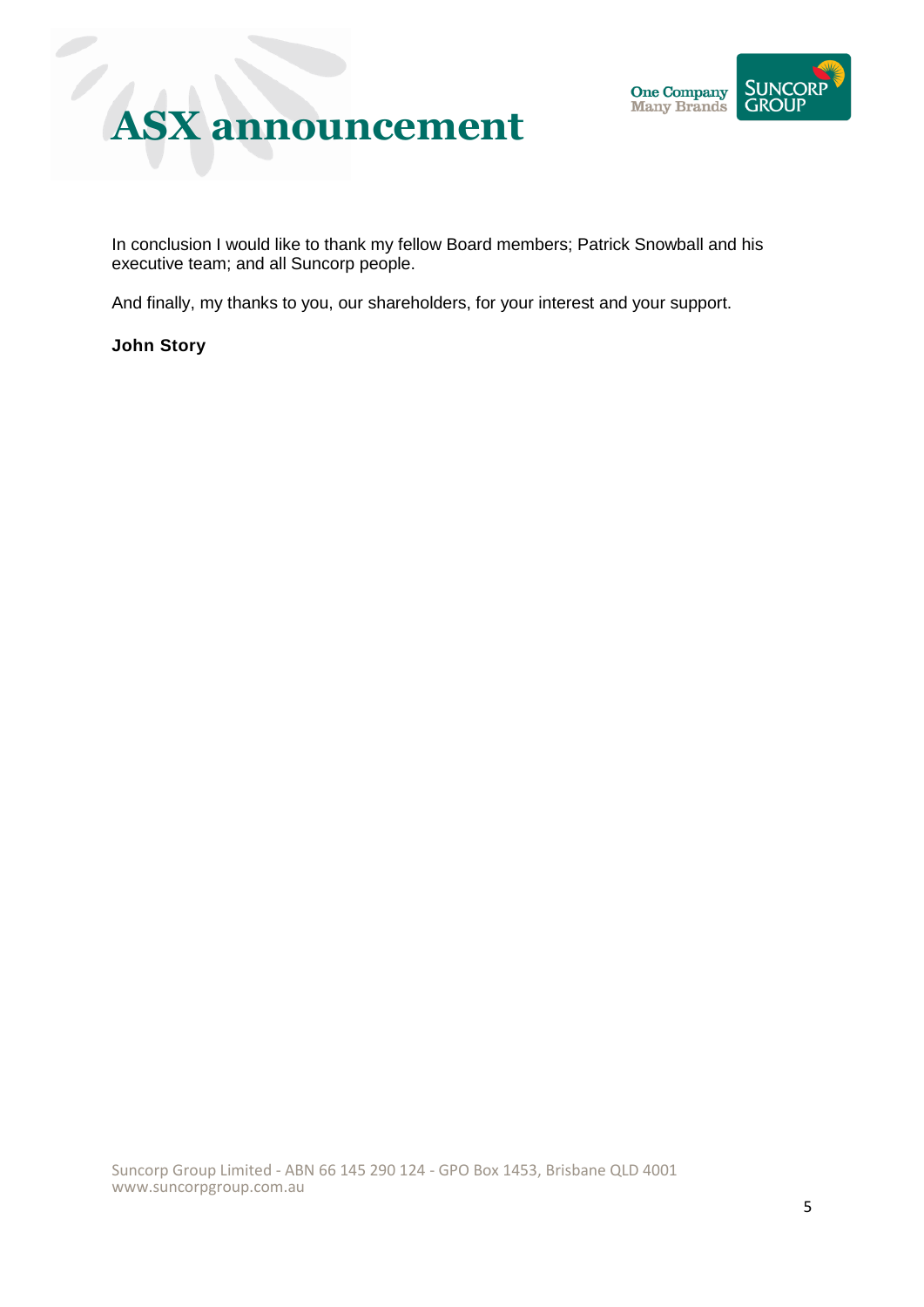In conclusion I would like to thank my fellow Board members; Patrick Snowball and his executive team; and all Suncorp people.

And finally, my thanks to you, our shareholders, for your interest and your support.

**John Story**